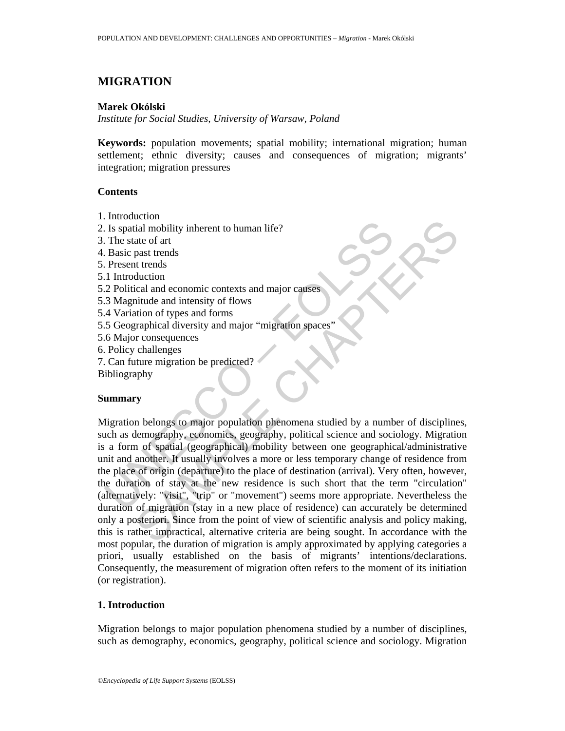# MIGRATION

**Marek Okólski**
*Institute for Social Studies, University of Warsaw, Poland*

**Keywords:** population movements; spatial mobility; international migration; human settlement; ethnic diversity; causes and consequences of migration; migrants' integration; migration pressures

## Contents

1. Introduction
2. Is spatial mobility inherent to human life?
3. The state of art
4. Basic past trends
5. Present trends
5.1 Introduction
5.2 Political and economic contexts and major causes
5.3 Magnitude and intensity of flows
5.4 Variation of types and forms
5.5 Geographical diversity and major "migration spaces"
5.6 Major consequences
6. Policy challenges
7. Can future migration be predicted?

Bibliography

## Summary

Migration belongs to major population phenomena studied by a number of disciplines, such as demography, economics, geography, political science and sociology. Migration is a form of spatial (geographical) mobility between one geographical/administrative unit and another. It usually involves a more or less temporary change of residence from the place of origin (departure) to the place of destination (arrival). Very often, however, the duration of stay at the new residence is such short that the term "circulation" (alternatively: "visit", "trip" or "movement") seems more appropriate. Nevertheless the duration of migration (stay in a new place of residence) can accurately be determined only a posteriori. Since from the point of view of scientific analysis and policy making, this is rather impractical, alternative criteria are being sought. In accordance with the most popular, the duration of migration is amply approximated by applying categories a priori, usually established on the basis of migrants' intentions/declarations. Consequently, the measurement of migration often refers to the moment of its initiation (or registration).

## 1. Introduction

Migration belongs to major population phenomena studied by a number of disciplines, such as demography, economics, geography, political science and sociology. Migration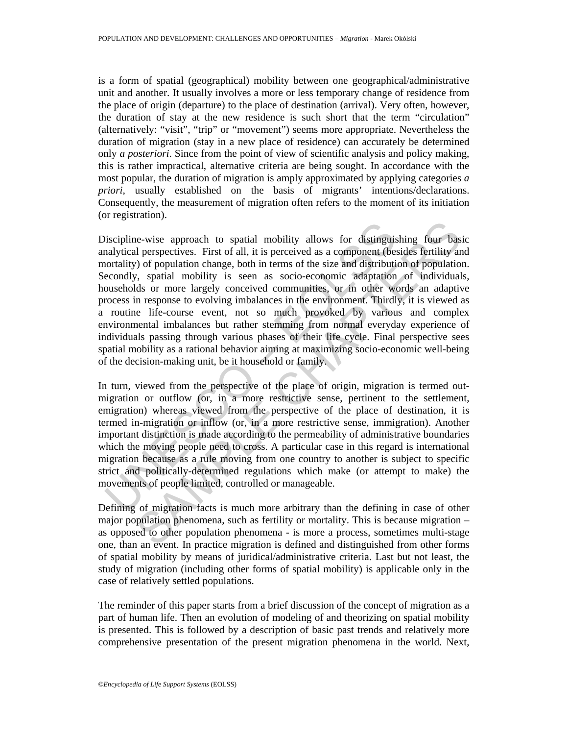is a form of spatial (geographical) mobility between one geographical/administrative unit and another. It usually involves a more or less temporary change of residence from the place of origin (departure) to the place of destination (arrival). Very often, however, the duration of stay at the new residence is such short that the term "circulation" (alternatively: "visit", "trip" or "movement") seems more appropriate. Nevertheless the duration of migration (stay in a new place of residence) can accurately be determined only *a posteriori*. Since from the point of view of scientific analysis and policy making, this is rather impractical, alternative criteria are being sought. In accordance with the most popular, the duration of migration is amply approximated by applying categories *a priori*, usually established on the basis of migrants' intentions/declarations. Consequently, the measurement of migration often refers to the moment of its initiation (or registration).

Discipline-wise approach to spatial mobility allows for distinguishing four basic analytical perspectives. First of all, it is perceived as a component (besides fertility and mortality) of population change, both in terms of the size and distribution of population. Secondly, spatial mobility is seen as socio-economic adaptation of individuals, households or more largely conceived communities, or in other words an adaptive process in response to evolving imbalances in the environment. Thirdly, it is viewed as a routine life-course event, not so much provoked by various and complex environmental imbalances but rather stemming from normal everyday experience of individuals passing through various phases of their life cycle. Final perspective sees spatial mobility as a rational behavior aiming at maximizing socio-economic well-being of the decision-making unit, be it household or family.

In turn, viewed from the perspective of the place of origin, migration is termed out-migration or outflow (or, in a more restrictive sense, pertinent to the settlement, emigration) whereas viewed from the perspective of the place of destination, it is termed in-migration or inflow (or, in a more restrictive sense, immigration). Another important distinction is made according to the permeability of administrative boundaries which the moving people need to cross. A particular case in this regard is international migration because as a rule moving from one country to another is subject to specific strict and politically-determined regulations which make (or attempt to make) the movements of people limited, controlled or manageable.

Defining of migration facts is much more arbitrary than the defining in case of other major population phenomena, such as fertility or mortality. This is because migration – as opposed to other population phenomena - is more a process, sometimes multi-stage one, than an event. In practice migration is defined and distinguished from other forms of spatial mobility by means of juridical/administrative criteria. Last but not least, the study of migration (including other forms of spatial mobility) is applicable only in the case of relatively settled populations.

The reminder of this paper starts from a brief discussion of the concept of migration as a part of human life. Then an evolution of modeling of and theorizing on spatial mobility is presented. This is followed by a description of basic past trends and relatively more comprehensive presentation of the present migration phenomena in the world. Next,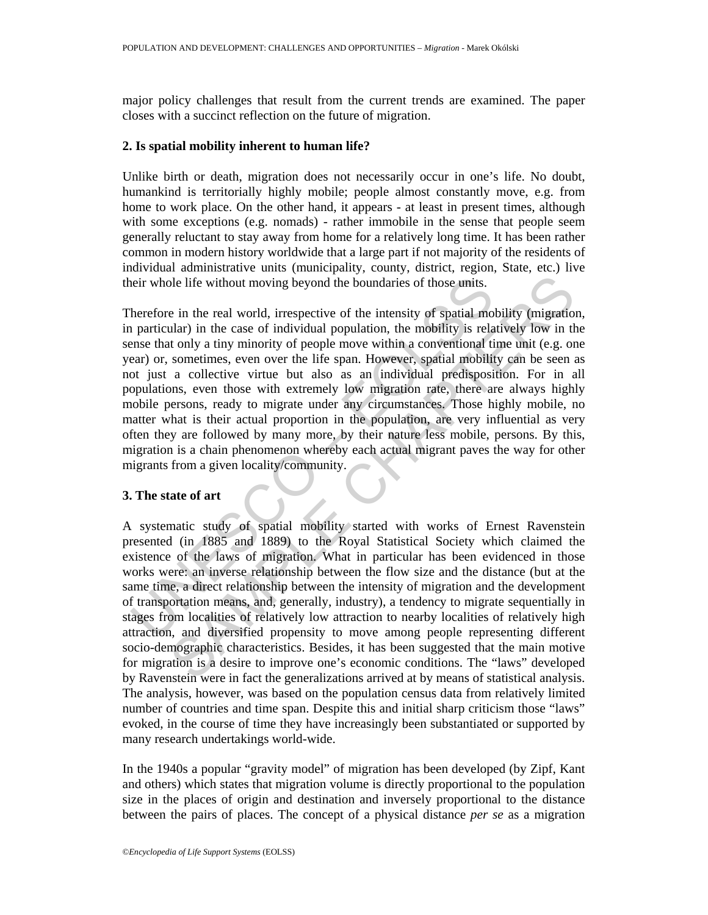major policy challenges that result from the current trends are examined. The paper closes with a succinct reflection on the future of migration.

## 2. Is spatial mobility inherent to human life?

Unlike birth or death, migration does not necessarily occur in one's life. No doubt, humankind is territorially highly mobile; people almost constantly move, e.g. from home to work place. On the other hand, it appears - at least in present times, although with some exceptions (e.g. nomads) - rather immobile in the sense that people seem generally reluctant to stay away from home for a relatively long time. It has been rather common in modern history worldwide that a large part if not majority of the residents of individual administrative units (municipality, county, district, region, State, etc.) live their whole life without moving beyond the boundaries of those units.

Therefore in the real world, irrespective of the intensity of spatial mobility (migration, in particular) in the case of individual population, the mobility is relatively low in the sense that only a tiny minority of people move within a conventional time unit (e.g. one year) or, sometimes, even over the life span. However, spatial mobility can be seen as not just a collective virtue but also as an individual predisposition. For in all populations, even those with extremely low migration rate, there are always highly mobile persons, ready to migrate under any circumstances. Those highly mobile, no matter what is their actual proportion in the population, are very influential as very often they are followed by many more, by their nature less mobile, persons. By this, migration is a chain phenomenon whereby each actual migrant paves the way for other migrants from a given locality/community.

## 3. The state of art

A systematic study of spatial mobility started with works of Ernest Ravenstein presented (in 1885 and 1889) to the Royal Statistical Society which claimed the existence of the laws of migration. What in particular has been evidenced in those works were: an inverse relationship between the flow size and the distance (but at the same time, a direct relationship between the intensity of migration and the development of transportation means, and, generally, industry), a tendency to migrate sequentially in stages from localities of relatively low attraction to nearby localities of relatively high attraction, and diversified propensity to move among people representing different socio-demographic characteristics. Besides, it has been suggested that the main motive for migration is a desire to improve one's economic conditions. The "laws" developed by Ravenstein were in fact the generalizations arrived at by means of statistical analysis. The analysis, however, was based on the population census data from relatively limited number of countries and time span. Despite this and initial sharp criticism those "laws" evoked, in the course of time they have increasingly been substantiated or supported by many research undertakings world-wide.

In the 1940s a popular "gravity model" of migration has been developed (by Zipf, Kant and others) which states that migration volume is directly proportional to the population size in the places of origin and destination and inversely proportional to the distance between the pairs of places. The concept of a physical distance *per se* as a migration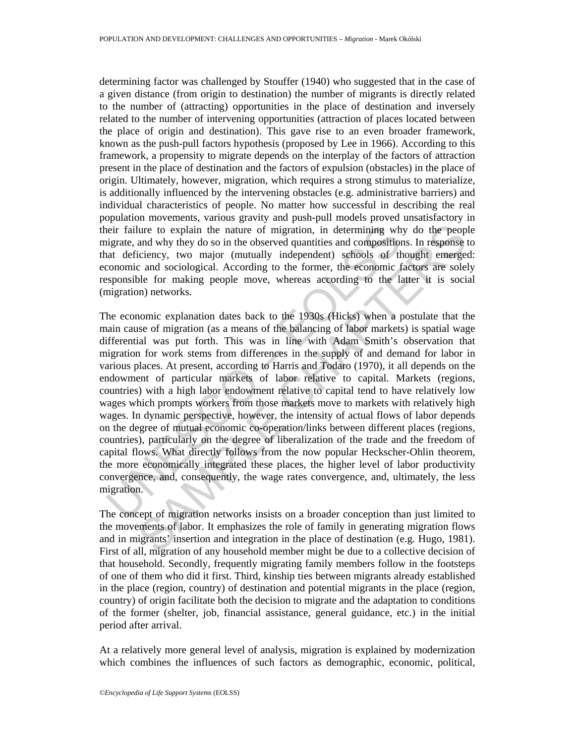determining factor was challenged by Stouffer (1940) who suggested that in the case of a given distance (from origin to destination) the number of migrants is directly related to the number of (attracting) opportunities in the place of destination and inversely related to the number of intervening opportunities (attraction of places located between the place of origin and destination). This gave rise to an even broader framework, known as the push-pull factors hypothesis (proposed by Lee in 1966). According to this framework, a propensity to migrate depends on the interplay of the factors of attraction present in the place of destination and the factors of expulsion (obstacles) in the place of origin. Ultimately, however, migration, which requires a strong stimulus to materialize, is additionally influenced by the intervening obstacles (e.g. administrative barriers) and individual characteristics of people. No matter how successful in describing the real population movements, various gravity and push-pull models proved unsatisfactory in their failure to explain the nature of migration, in determining why do the people migrate, and why they do so in the observed quantities and compositions. In response to that deficiency, two major (mutually independent) schools of thought emerged: economic and sociological. According to the former, the economic factors are solely responsible for making people move, whereas according to the latter it is social (migration) networks.

The economic explanation dates back to the 1930s (Hicks) when a postulate that the main cause of migration (as a means of the balancing of labor markets) is spatial wage differential was put forth. This was in line with Adam Smith's observation that migration for work stems from differences in the supply of and demand for labor in various places. At present, according to Harris and Todaro (1970), it all depends on the endowment of particular markets of labor relative to capital. Markets (regions, countries) with a high labor endowment relative to capital tend to have relatively low wages which prompts workers from those markets move to markets with relatively high wages. In dynamic perspective, however, the intensity of actual flows of labor depends on the degree of mutual economic co-operation/links between different places (regions, countries), particularly on the degree of liberalization of the trade and the freedom of capital flows. What directly follows from the now popular Heckscher-Ohlin theorem, the more economically integrated these places, the higher level of labor productivity convergence, and, consequently, the wage rates convergence, and, ultimately, the less migration.

The concept of migration networks insists on a broader conception than just limited to the movements of labor. It emphasizes the role of family in generating migration flows and in migrants' insertion and integration in the place of destination (e.g. Hugo, 1981). First of all, migration of any household member might be due to a collective decision of that household. Secondly, frequently migrating family members follow in the footsteps of one of them who did it first. Third, kinship ties between migrants already established in the place (region, country) of destination and potential migrants in the place (region, country) of origin facilitate both the decision to migrate and the adaptation to conditions of the former (shelter, job, financial assistance, general guidance, etc.) in the initial period after arrival.

At a relatively more general level of analysis, migration is explained by modernization which combines the influences of such factors as demographic, economic, political,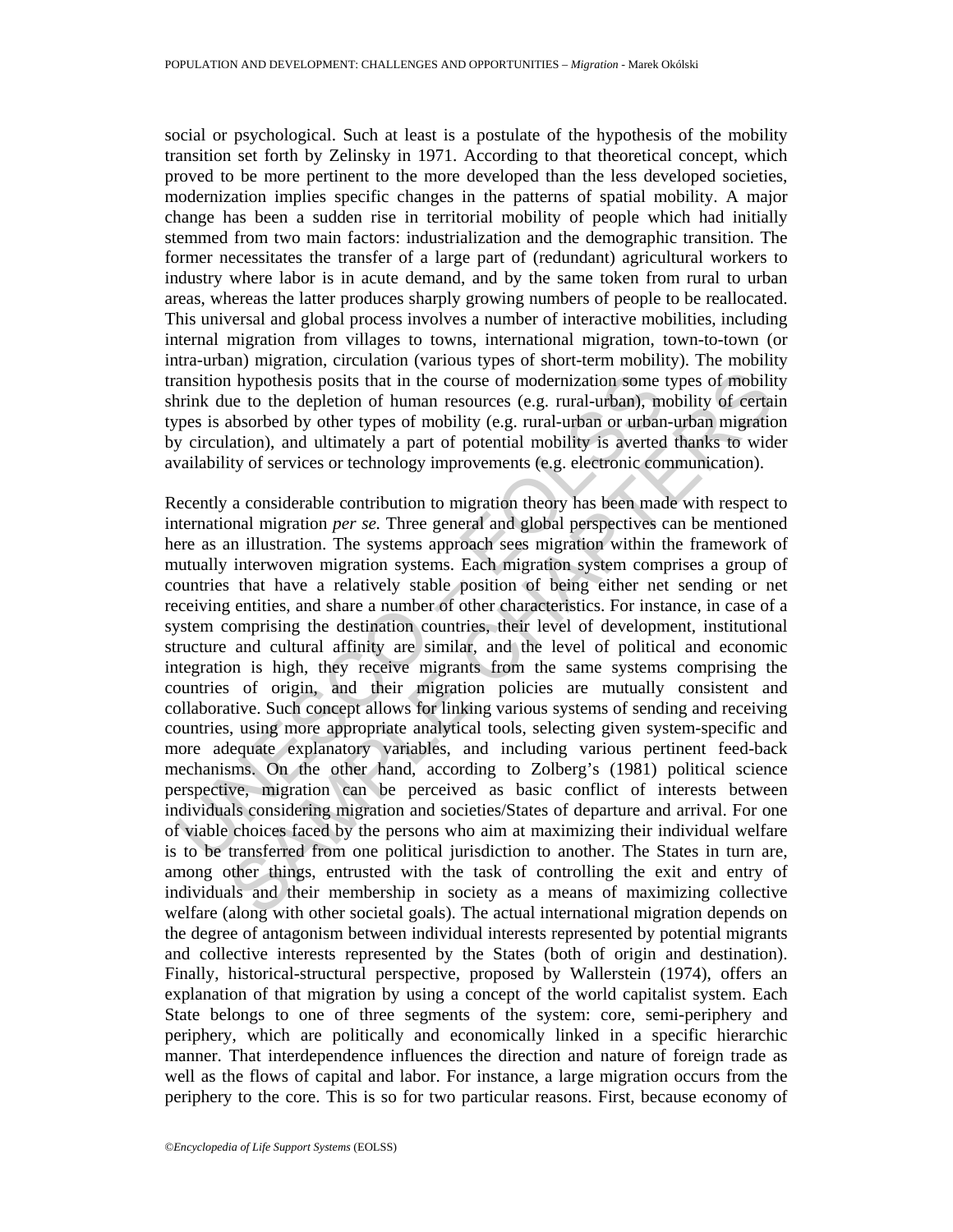social or psychological. Such at least is a postulate of the hypothesis of the mobility transition set forth by Zelinsky in 1971. According to that theoretical concept, which proved to be more pertinent to the more developed than the less developed societies, modernization implies specific changes in the patterns of spatial mobility. A major change has been a sudden rise in territorial mobility of people which had initially stemmed from two main factors: industrialization and the demographic transition. The former necessitates the transfer of a large part of (redundant) agricultural workers to industry where labor is in acute demand, and by the same token from rural to urban areas, whereas the latter produces sharply growing numbers of people to be reallocated. This universal and global process involves a number of interactive mobilities, including internal migration from villages to towns, international migration, town-to-town (or intra-urban) migration, circulation (various types of short-term mobility). The mobility transition hypothesis posits that in the course of modernization some types of mobility shrink due to the depletion of human resources (e.g. rural-urban), mobility of certain types is absorbed by other types of mobility (e.g. rural-urban or urban-urban migration by circulation), and ultimately a part of potential mobility is averted thanks to wider availability of services or technology improvements (e.g. electronic communication).

Recently a considerable contribution to migration theory has been made with respect to international migration *per se.* Three general and global perspectives can be mentioned here as an illustration. The systems approach sees migration within the framework of mutually interwoven migration systems. Each migration system comprises a group of countries that have a relatively stable position of being either net sending or net receiving entities, and share a number of other characteristics. For instance, in case of a system comprising the destination countries, their level of development, institutional structure and cultural affinity are similar, and the level of political and economic integration is high, they receive migrants from the same systems comprising the countries of origin, and their migration policies are mutually consistent and collaborative. Such concept allows for linking various systems of sending and receiving countries, using more appropriate analytical tools, selecting given system-specific and more adequate explanatory variables, and including various pertinent feed-back mechanisms. On the other hand, according to Zolberg's (1981) political science perspective, migration can be perceived as basic conflict of interests between individuals considering migration and societies/States of departure and arrival. For one of viable choices faced by the persons who aim at maximizing their individual welfare is to be transferred from one political jurisdiction to another. The States in turn are, among other things, entrusted with the task of controlling the exit and entry of individuals and their membership in society as a means of maximizing collective welfare (along with other societal goals). The actual international migration depends on the degree of antagonism between individual interests represented by potential migrants and collective interests represented by the States (both of origin and destination). Finally, historical-structural perspective, proposed by Wallerstein (1974), offers an explanation of that migration by using a concept of the world capitalist system. Each State belongs to one of three segments of the system: core, semi-periphery and periphery, which are politically and economically linked in a specific hierarchic manner. That interdependence influences the direction and nature of foreign trade as well as the flows of capital and labor. For instance, a large migration occurs from the periphery to the core. This is so for two particular reasons. First, because economy of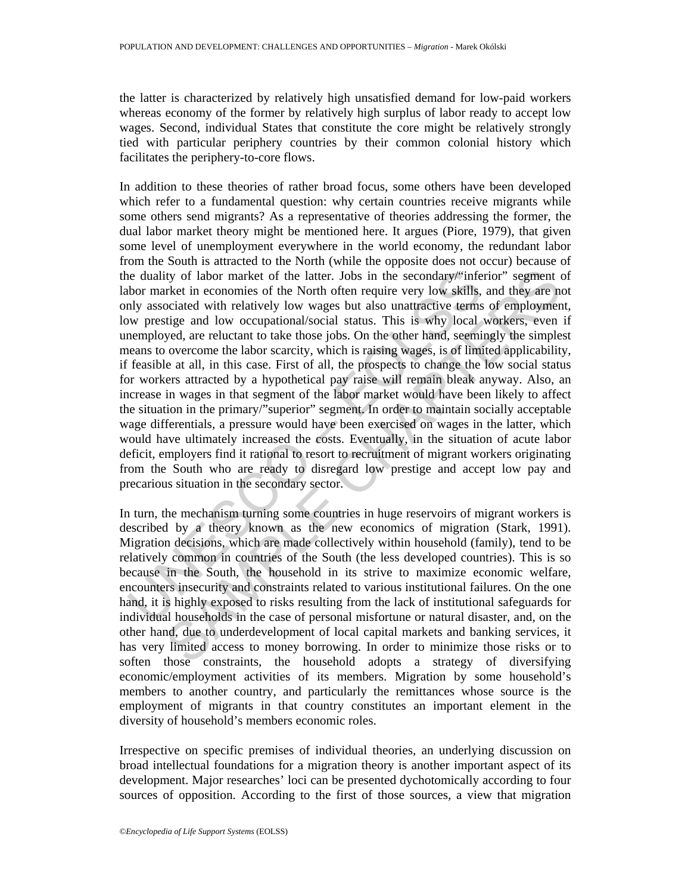the latter is characterized by relatively high unsatisfied demand for low-paid workers whereas economy of the former by relatively high surplus of labor ready to accept low wages. Second, individual States that constitute the core might be relatively strongly tied with particular periphery countries by their common colonial history which facilitates the periphery-to-core flows.

In addition to these theories of rather broad focus, some others have been developed which refer to a fundamental question: why certain countries receive migrants while some others send migrants? As a representative of theories addressing the former, the dual labor market theory might be mentioned here. It argues (Piore, 1979), that given some level of unemployment everywhere in the world economy, the redundant labor from the South is attracted to the North (while the opposite does not occur) because of the duality of labor market of the latter. Jobs in the secondary/"inferior" segment of labor market in economies of the North often require very low skills, and they are not only associated with relatively low wages but also unattractive terms of employment, low prestige and low occupational/social status. This is why local workers, even if unemployed, are reluctant to take those jobs. On the other hand, seemingly the simplest means to overcome the labor scarcity, which is raising wages, is of limited applicability, if feasible at all, in this case. First of all, the prospects to change the low social status for workers attracted by a hypothetical pay raise will remain bleak anyway. Also, an increase in wages in that segment of the labor market would have been likely to affect the situation in the primary/"superior" segment. In order to maintain socially acceptable wage differentials, a pressure would have been exercised on wages in the latter, which would have ultimately increased the costs. Eventually, in the situation of acute labor deficit, employers find it rational to resort to recruitment of migrant workers originating from the South who are ready to disregard low prestige and accept low pay and precarious situation in the secondary sector.

In turn, the mechanism turning some countries in huge reservoirs of migrant workers is described by a theory known as the new economics of migration (Stark, 1991). Migration decisions, which are made collectively within household (family), tend to be relatively common in countries of the South (the less developed countries). This is so because in the South, the household in its strive to maximize economic welfare, encounters insecurity and constraints related to various institutional failures. On the one hand, it is highly exposed to risks resulting from the lack of institutional safeguards for individual households in the case of personal misfortune or natural disaster, and, on the other hand, due to underdevelopment of local capital markets and banking services, it has very limited access to money borrowing. In order to minimize those risks or to soften those constraints, the household adopts a strategy of diversifying economic/employment activities of its members. Migration by some household's members to another country, and particularly the remittances whose source is the employment of migrants in that country constitutes an important element in the diversity of household's members economic roles.

Irrespective on specific premises of individual theories, an underlying discussion on broad intellectual foundations for a migration theory is another important aspect of its development. Major researches' loci can be presented dychotomically according to four sources of opposition. According to the first of those sources, a view that migration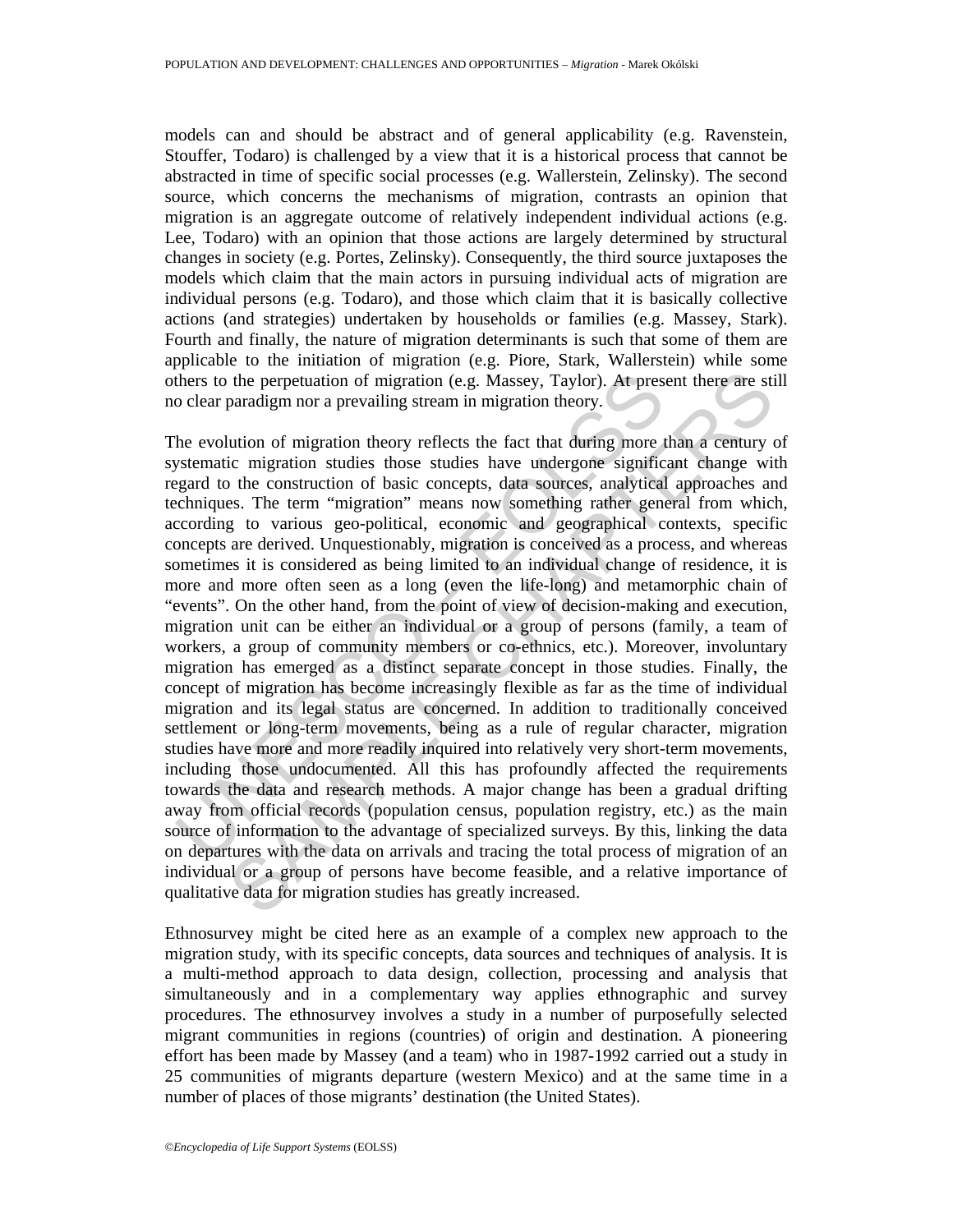models can and should be abstract and of general applicability (e.g. Ravenstein, Stouffer, Todaro) is challenged by a view that it is a historical process that cannot be abstracted in time of specific social processes (e.g. Wallerstein, Zelinsky). The second source, which concerns the mechanisms of migration, contrasts an opinion that migration is an aggregate outcome of relatively independent individual actions (e.g. Lee, Todaro) with an opinion that those actions are largely determined by structural changes in society (e.g. Portes, Zelinsky). Consequently, the third source juxtaposes the models which claim that the main actors in pursuing individual acts of migration are individual persons (e.g. Todaro), and those which claim that it is basically collective actions (and strategies) undertaken by households or families (e.g. Massey, Stark). Fourth and finally, the nature of migration determinants is such that some of them are applicable to the initiation of migration (e.g. Piore, Stark, Wallerstein) while some others to the perpetuation of migration (e.g. Massey, Taylor). At present there are still no clear paradigm nor a prevailing stream in migration theory.

The evolution of migration theory reflects the fact that during more than a century of systematic migration studies those studies have undergone significant change with regard to the construction of basic concepts, data sources, analytical approaches and techniques. The term "migration" means now something rather general from which, according to various geo-political, economic and geographical contexts, specific concepts are derived. Unquestionably, migration is conceived as a process, and whereas sometimes it is considered as being limited to an individual change of residence, it is more and more often seen as a long (even the life-long) and metamorphic chain of "events". On the other hand, from the point of view of decision-making and execution, migration unit can be either an individual or a group of persons (family, a team of workers, a group of community members or co-ethnics, etc.). Moreover, involuntary migration has emerged as a distinct separate concept in those studies. Finally, the concept of migration has become increasingly flexible as far as the time of individual migration and its legal status are concerned. In addition to traditionally conceived settlement or long-term movements, being as a rule of regular character, migration studies have more and more readily inquired into relatively very short-term movements, including those undocumented. All this has profoundly affected the requirements towards the data and research methods. A major change has been a gradual drifting away from official records (population census, population registry, etc.) as the main source of information to the advantage of specialized surveys. By this, linking the data on departures with the data on arrivals and tracing the total process of migration of an individual or a group of persons have become feasible, and a relative importance of qualitative data for migration studies has greatly increased.

Ethnosurvey might be cited here as an example of a complex new approach to the migration study, with its specific concepts, data sources and techniques of analysis. It is a multi-method approach to data design, collection, processing and analysis that simultaneously and in a complementary way applies ethnographic and survey procedures. The ethnosurvey involves a study in a number of purposefully selected migrant communities in regions (countries) of origin and destination. A pioneering effort has been made by Massey (and a team) who in 1987-1992 carried out a study in 25 communities of migrants departure (western Mexico) and at the same time in a number of places of those migrants' destination (the United States).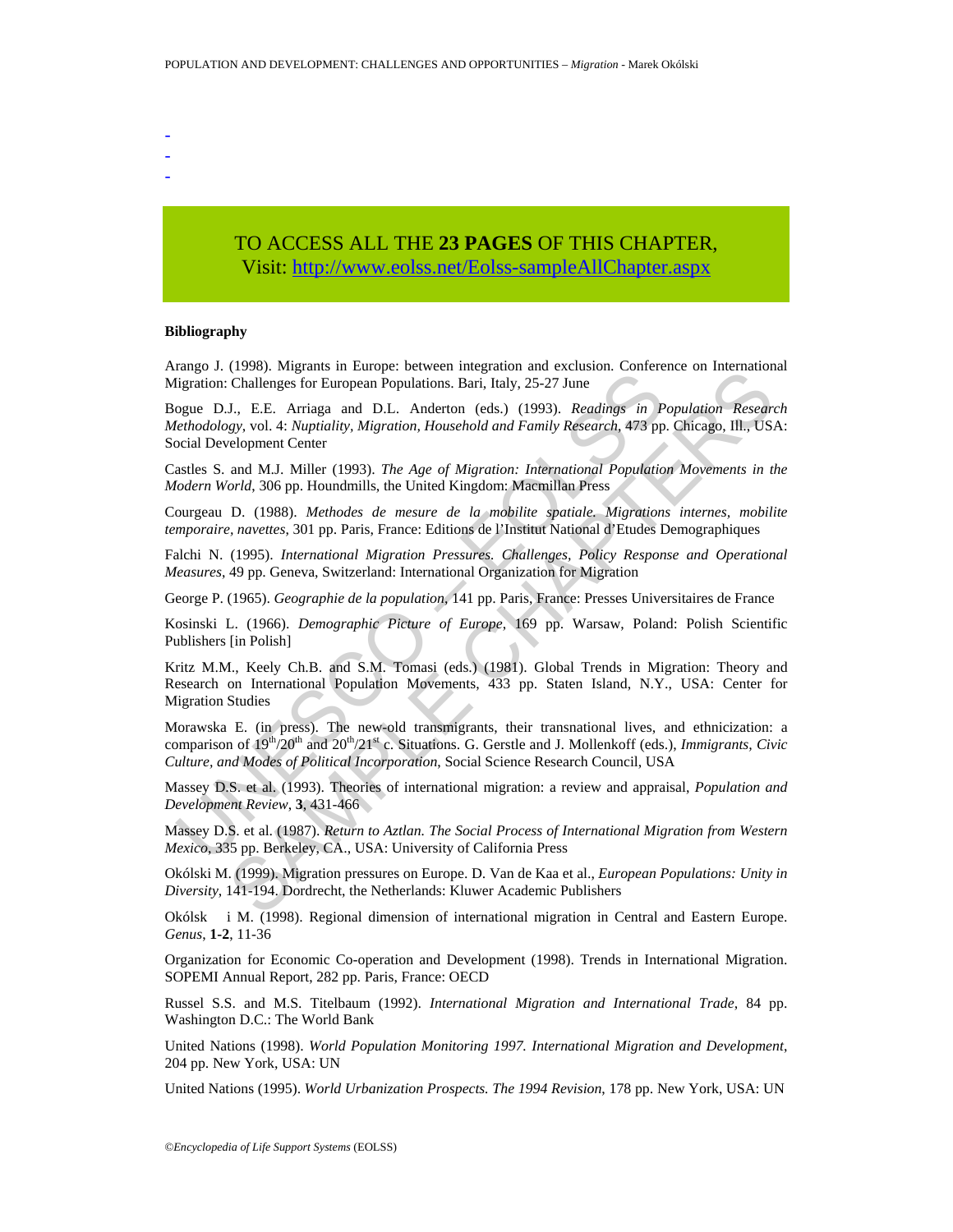-
-
-

TO ACCESS ALL THE **23 PAGES** OF THIS CHAPTER,
Visit: http://www.eolss.net/Eolss-sampleAllChapter.aspx

**Bibliography**

Arango J. (1998). Migrants in Europe: between integration and exclusion. Conference on International Migration: Challenges for European Populations. Bari, Italy, 25-27 June

Bogue D.J., E.E. Arriaga and D.L. Anderton (eds.) (1993). *Readings in Population Research Methodology*, vol. 4: *Nuptiality, Migration, Household and Family Research*, 473 pp. Chicago, Ill., USA: Social Development Center

Castles S. and M.J. Miller (1993). *The Age of Migration: International Population Movements in the Modern World*, 306 pp. Houndmills, the United Kingdom: Macmillan Press

Courgeau D. (1988). *Methodes de mesure de la mobilite spatiale. Migrations internes, mobilite temporaire, navettes*, 301 pp. Paris, France: Editions de l'Institut National d'Etudes Demographiques

Falchi N. (1995). *International Migration Pressures. Challenges, Policy Response and Operational Measures*, 49 pp. Geneva, Switzerland: International Organization for Migration

George P. (1965). *Geographie de la population*, 141 pp. Paris, France: Presses Universitaires de France

Kosinski L. (1966). *Demographic Picture of Europe*, 169 pp. Warsaw, Poland: Polish Scientific Publishers [in Polish]

Kritz M.M., Keely Ch.B. and S.M. Tomasi (eds.) (1981). Global Trends in Migration: Theory and Research on International Population Movements, 433 pp. Staten Island, N.Y., USA: Center for Migration Studies

Morawska E. (in press). The new-old transmigrants, their transnational lives, and ethnicization: a comparison of 19th/20th and 20th/21st c. Situations. G. Gerstle and J. Mollenkoff (eds.), *Immigrants, Civic Culture, and Modes of Political Incorporation*, Social Science Research Council, USA

Massey D.S. et al. (1993). Theories of international migration: a review and appraisal, *Population and Development Review*, **3**, 431-466

Massey D.S. et al. (1987). *Return to Aztlan. The Social Process of International Migration from Western Mexico*, 335 pp. Berkeley, CA., USA: University of California Press

Okólski M. (1999). Migration pressures on Europe. D. Van de Kaa et al., *European Populations: Unity in Diversity*, 141-194. Dordrecht, the Netherlands: Kluwer Academic Publishers

Okólsk i M. (1998). Regional dimension of international migration in Central and Eastern Europe. *Genus*, **1-2**, 11-36

Organization for Economic Co-operation and Development (1998). Trends in International Migration. SOPEMI Annual Report, 282 pp. Paris, France: OECD

Russel S.S. and M.S. Titelbaum (1992). *International Migration and International Trade*, 84 pp. Washington D.C.: The World Bank

United Nations (1998). *World Population Monitoring 1997. International Migration and Development*, 204 pp. New York, USA: UN

United Nations (1995). *World Urbanization Prospects. The 1994 Revision*, 178 pp. New York, USA: UN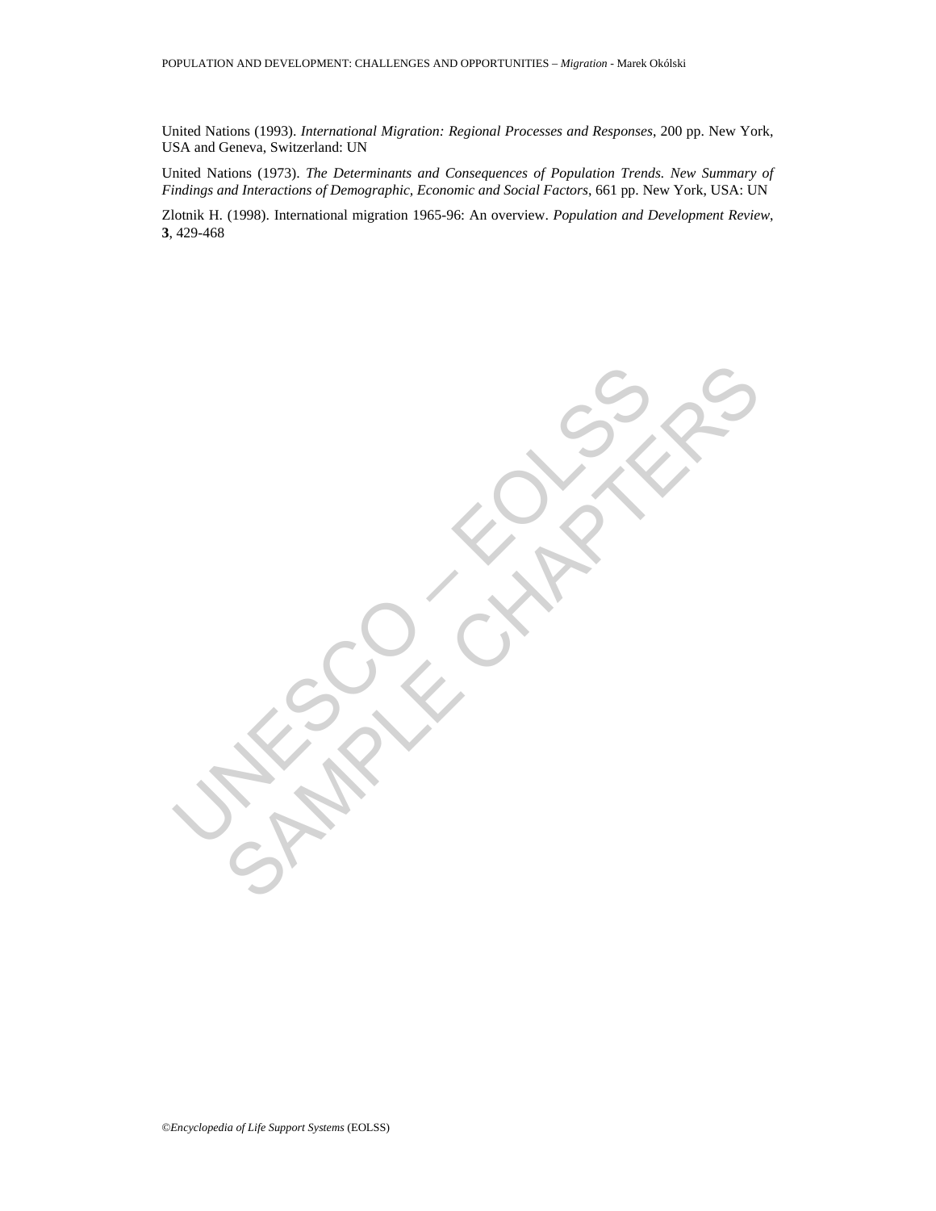United Nations (1993). *International Migration: Regional Processes and Responses*, 200 pp. New York, USA and Geneva, Switzerland: UN

United Nations (1973). *The Determinants and Consequences of Population Trends. New Summary of Findings and Interactions of Demographic, Economic and Social Factors*, 661 pp. New York, USA: UN

Zlotnik H. (1998). International migration 1965-96: An overview. *Population and Development Review*, **3**, 429-468